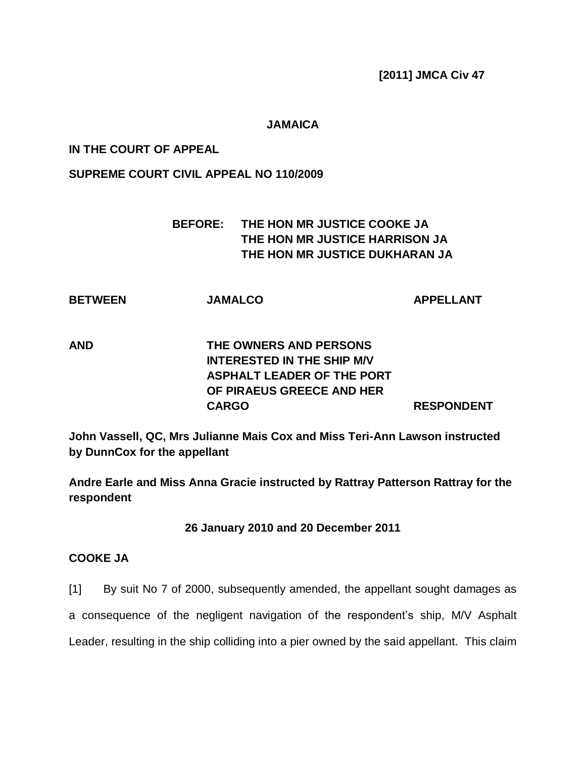**[2011] JMCA Civ 47**

**JAMAICA**

**IN THE COURT OF APPEAL**

**SUPREME COURT CIVIL APPEAL NO 110/2009**

**BEFORE: THE HON MR JUSTICE COOKE JA**
**THE HON MR JUSTICE HARRISON JA**
**THE HON MR JUSTICE DUKHARAN JA**

| | | |
|---|---|---|
| **BETWEEN** | **JAMALCO** | **APPELLANT** |
| **AND** | **THE OWNERS AND PERSONS INTERESTED IN THE SHIP M/V ASPHALT LEADER OF THE PORT OF PIRAEUS GREECE AND HER CARGO** | **RESPONDENT** |

**John Vassell, QC, Mrs Julianne Mais Cox and Miss Teri-Ann Lawson instructed by DunnCox for the appellant**

**Andre Earle and Miss Anna Gracie instructed by Rattray Patterson Rattray for the respondent**

**26 January 2010 and 20 December 2011**

**COOKE JA**

[1] By suit No 7 of 2000, subsequently amended, the appellant sought damages as a consequence of the negligent navigation of the respondent's ship, M/V Asphalt Leader, resulting in the ship colliding into a pier owned by the said appellant. This claim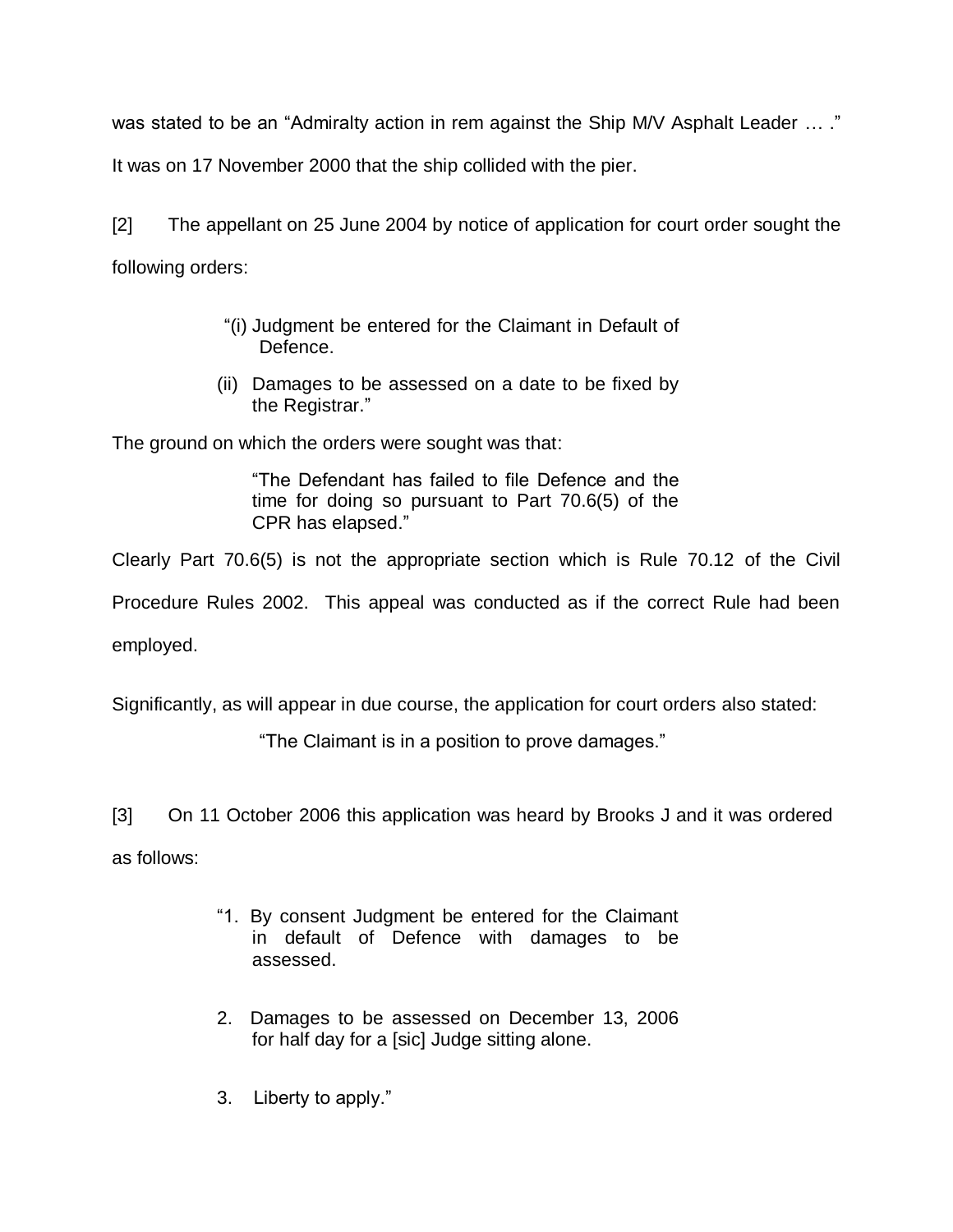was stated to be an "Admiralty action in rem against the Ship M/V Asphalt Leader … ." It was on 17 November 2000 that the ship collided with the pier.

[2] The appellant on 25 June 2004 by notice of application for court order sought the following orders:

> "(i) Judgment be entered for the Claimant in Default of Defence.
>
> (ii) Damages to be assessed on a date to be fixed by the Registrar."

The ground on which the orders were sought was that:

> "The Defendant has failed to file Defence and the time for doing so pursuant to Part 70.6(5) of the CPR has elapsed."

Clearly Part 70.6(5) is not the appropriate section which is Rule 70.12 of the Civil Procedure Rules 2002. This appeal was conducted as if the correct Rule had been employed.

Significantly, as will appear in due course, the application for court orders also stated:

> "The Claimant is in a position to prove damages."

[3] On 11 October 2006 this application was heard by Brooks J and it was ordered as follows:

> "1. By consent Judgment be entered for the Claimant in default of Defence with damages to be assessed.
>
> 2. Damages to be assessed on December 13, 2006 for half day for a [sic] Judge sitting alone.
>
> 3. Liberty to apply."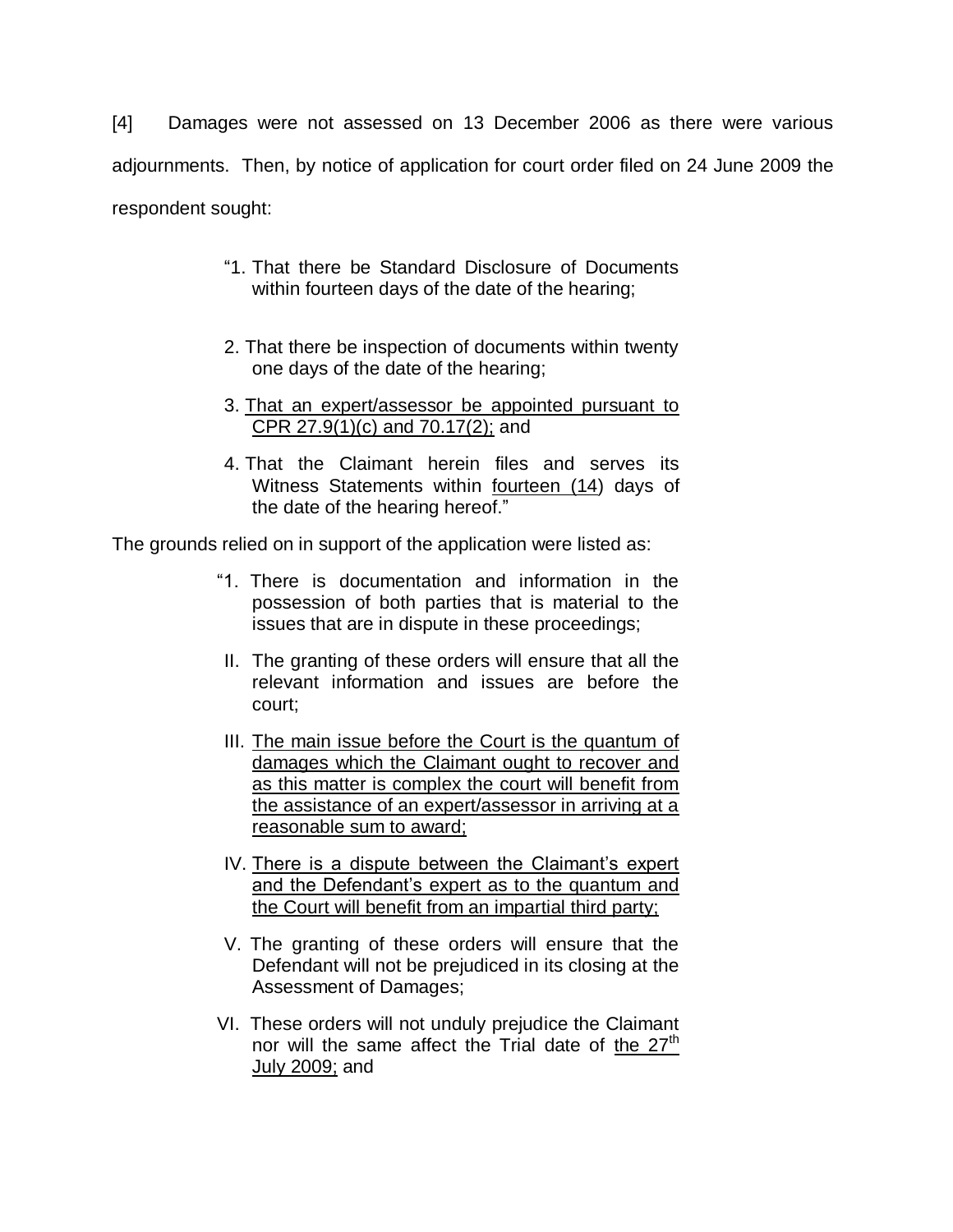[4] Damages were not assessed on 13 December 2006 as there were various adjournments. Then, by notice of application for court order filed on 24 June 2009 the respondent sought:

> "1. That there be Standard Disclosure of Documents within fourteen days of the date of the hearing;
>
> 2. That there be inspection of documents within twenty one days of the date of the hearing;
>
> 3. <u>That an expert/assessor be appointed pursuant to CPR 27.9(1)(c) and 70.17(2);</u> and
>
> 4. That the Claimant herein files and serves its Witness Statements within <u>fourteen (14</u>) days of the date of the hearing hereof."

The grounds relied on in support of the application were listed as:

> "1. There is documentation and information in the possession of both parties that is material to the issues that are in dispute in these proceedings;
>
> II. The granting of these orders will ensure that all the relevant information and issues are before the court;
>
> III. <u>The main issue before the Court is the quantum of damages which the Claimant ought to recover and as this matter is complex the court will benefit from the assistance of an expert/assessor in arriving at a reasonable sum to award;</u>
>
> IV. <u>There is a dispute between the Claimant's expert and the Defendant's expert as to the quantum and the Court will benefit from an impartial third party;</u>
>
> V. The granting of these orders will ensure that the Defendant will not be prejudiced in its closing at the Assessment of Damages;
>
> VI. These orders will not unduly prejudice the Claimant nor will the same affect the Trial date of <u>the 27th July 2009;</u> and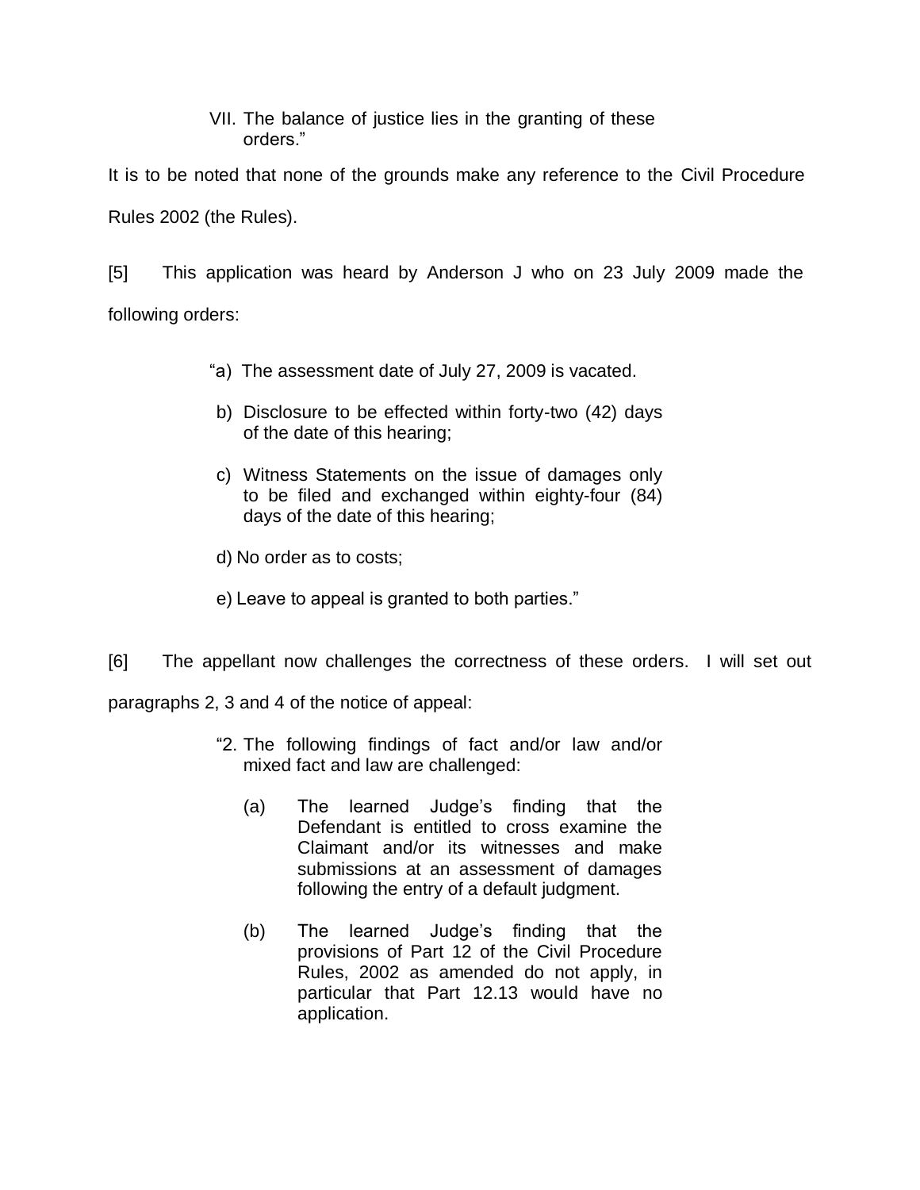VII. The balance of justice lies in the granting of these orders."

It is to be noted that none of the grounds make any reference to the Civil Procedure Rules 2002 (the Rules).

[5] This application was heard by Anderson J who on 23 July 2009 made the following orders:

> "a) The assessment date of July 27, 2009 is vacated.
>
> b) Disclosure to be effected within forty-two (42) days of the date of this hearing;
>
> c) Witness Statements on the issue of damages only to be filed and exchanged within eighty-four (84) days of the date of this hearing;
>
> d) No order as to costs;
>
> e) Leave to appeal is granted to both parties."

[6] The appellant now challenges the correctness of these orders. I will set out paragraphs 2, 3 and 4 of the notice of appeal:

> "2. The following findings of fact and/or law and/or mixed fact and law are challenged:
>
> (a) The learned Judge's finding that the Defendant is entitled to cross examine the Claimant and/or its witnesses and make submissions at an assessment of damages following the entry of a default judgment.
>
> (b) The learned Judge's finding that the provisions of Part 12 of the Civil Procedure Rules, 2002 as amended do not apply, in particular that Part 12.13 would have no application.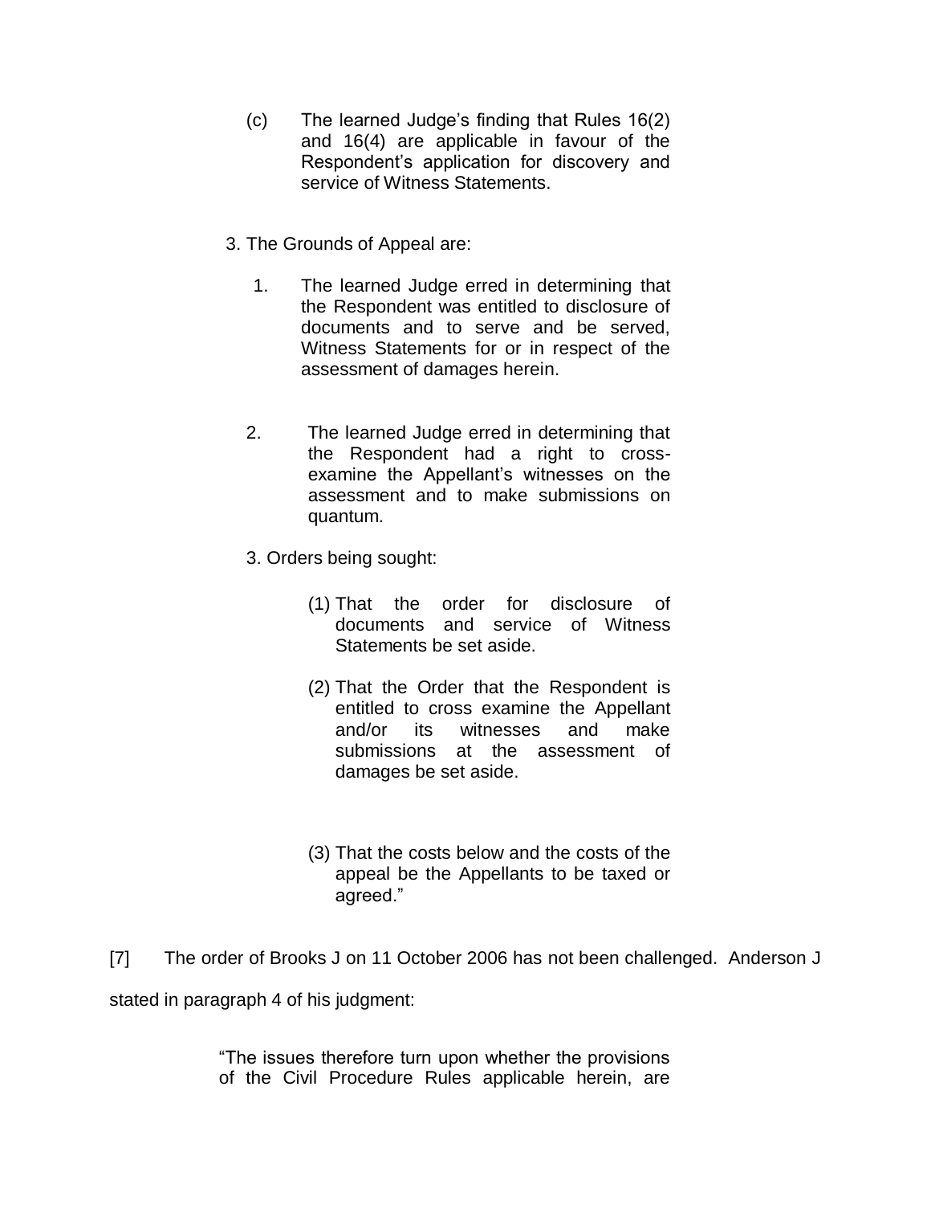(c) The learned Judge's finding that Rules 16(2) and 16(4) are applicable in favour of the Respondent's application for discovery and service of Witness Statements.

3. The Grounds of Appeal are:

1. The learned Judge erred in determining that the Respondent was entitled to disclosure of documents and to serve and be served, Witness Statements for or in respect of the assessment of damages herein.

2. The learned Judge erred in determining that the Respondent had a right to cross-examine the Appellant's witnesses on the assessment and to make submissions on quantum.

3. Orders being sought:

(1) That the order for disclosure of documents and service of Witness Statements be set aside.

(2) That the Order that the Respondent is entitled to cross examine the Appellant and/or its witnesses and make submissions at the assessment of damages be set aside.

(3) That the costs below and the costs of the appeal be the Appellants to be taxed or agreed."

[7] The order of Brooks J on 11 October 2006 has not been challenged. Anderson J stated in paragraph 4 of his judgment:

> "The issues therefore turn upon whether the provisions of the Civil Procedure Rules applicable herein, are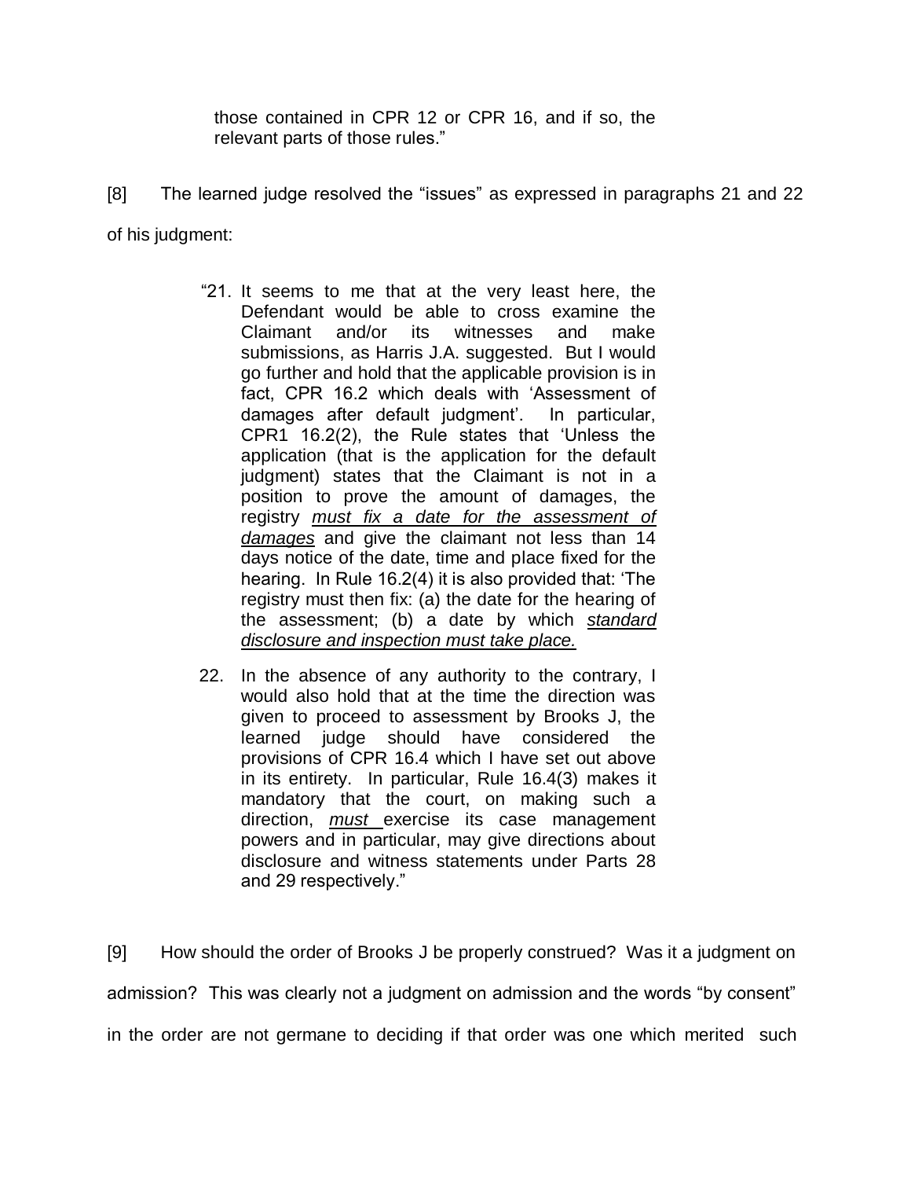> those contained in CPR 12 or CPR 16, and if so, the relevant parts of those rules."

[8] The learned judge resolved the "issues" as expressed in paragraphs 21 and 22 of his judgment:

> "21. It seems to me that at the very least here, the Defendant would be able to cross examine the Claimant and/or its witnesses and make submissions, as Harris J.A. suggested. But I would go further and hold that the applicable provision is in fact, CPR 16.2 which deals with 'Assessment of damages after default judgment'. In particular, CPR1 16.2(2), the Rule states that 'Unless the application (that is the application for the default judgment) states that the Claimant is not in a position to prove the amount of damages, the registry *must fix a date for the assessment of damages* and give the claimant not less than 14 days notice of the date, time and place fixed for the hearing. In Rule 16.2(4) it is also provided that: 'The registry must then fix: (a) the date for the hearing of the assessment; (b) a date by which *standard disclosure and inspection must take place.*
>
> 22. In the absence of any authority to the contrary, I would also hold that at the time the direction was given to proceed to assessment by Brooks J, the learned judge should have considered the provisions of CPR 16.4 which I have set out above in its entirety. In particular, Rule 16.4(3) makes it mandatory that the court, on making such a direction, *must* exercise its case management powers and in particular, may give directions about disclosure and witness statements under Parts 28 and 29 respectively."

[9] How should the order of Brooks J be properly construed? Was it a judgment on admission? This was clearly not a judgment on admission and the words "by consent" in the order are not germane to deciding if that order was one which merited such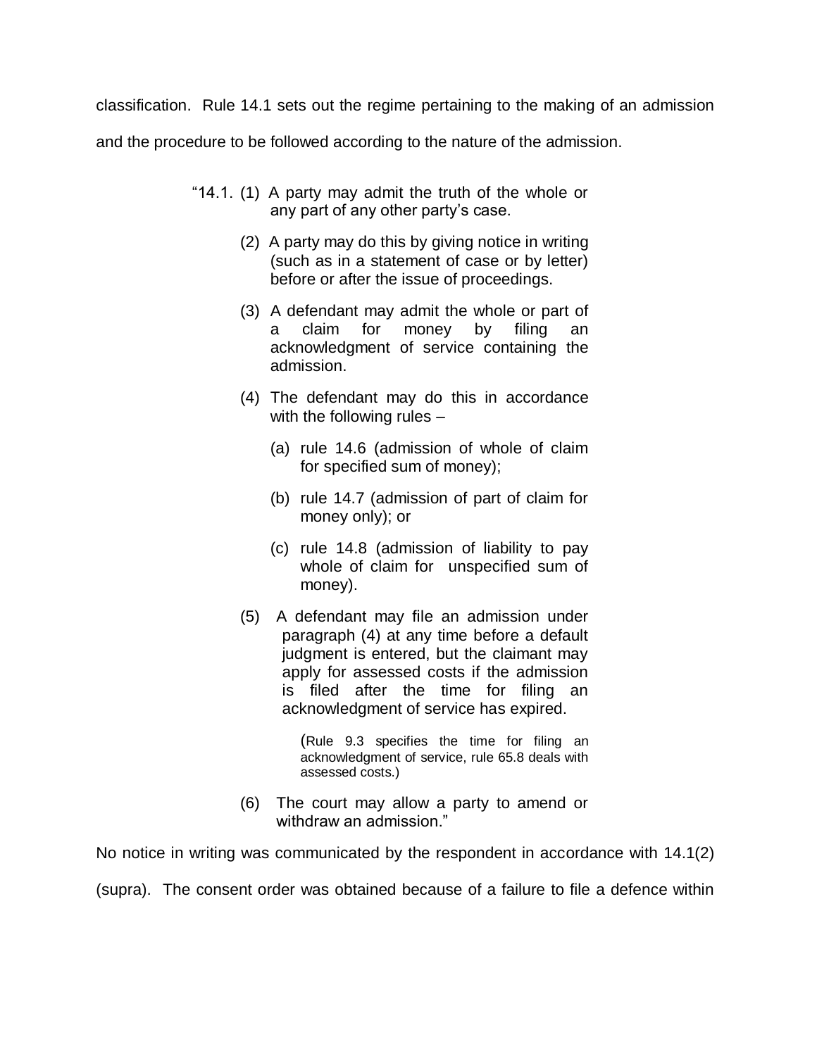classification. Rule 14.1 sets out the regime pertaining to the making of an admission and the procedure to be followed according to the nature of the admission.

> "14.1. (1) A party may admit the truth of the whole or any part of any other party's case.
>
> (2) A party may do this by giving notice in writing (such as in a statement of case or by letter) before or after the issue of proceedings.
>
> (3) A defendant may admit the whole or part of a claim for money by filing an acknowledgment of service containing the admission.
>
> (4) The defendant may do this in accordance with the following rules –
>
> (a) rule 14.6 (admission of whole of claim for specified sum of money);
>
> (b) rule 14.7 (admission of part of claim for money only); or
>
> (c) rule 14.8 (admission of liability to pay whole of claim for unspecified sum of money).
>
> (5) A defendant may file an admission under paragraph (4) at any time before a default judgment is entered, but the claimant may apply for assessed costs if the admission is filed after the time for filing an acknowledgment of service has expired.
>
> (Rule 9.3 specifies the time for filing an acknowledgment of service, rule 65.8 deals with assessed costs.)
>
> (6) The court may allow a party to amend or withdraw an admission."

No notice in writing was communicated by the respondent in accordance with 14.1(2) (supra). The consent order was obtained because of a failure to file a defence within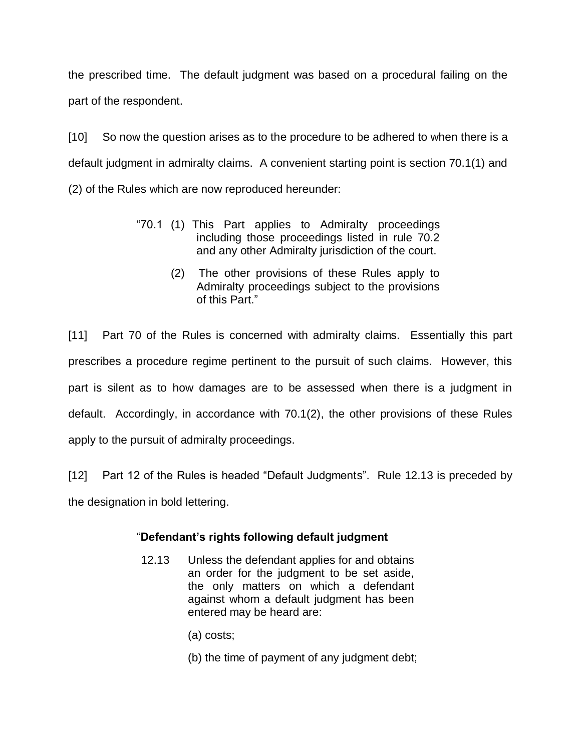the prescribed time. The default judgment was based on a procedural failing on the part of the respondent.

[10] So now the question arises as to the procedure to be adhered to when there is a default judgment in admiralty claims. A convenient starting point is section 70.1(1) and (2) of the Rules which are now reproduced hereunder:

> "70.1 (1) This Part applies to Admiralty proceedings including those proceedings listed in rule 70.2 and any other Admiralty jurisdiction of the court.
>
> (2) The other provisions of these Rules apply to Admiralty proceedings subject to the provisions of this Part."

[11] Part 70 of the Rules is concerned with admiralty claims. Essentially this part prescribes a procedure regime pertinent to the pursuit of such claims. However, this part is silent as to how damages are to be assessed when there is a judgment in default. Accordingly, in accordance with 70.1(2), the other provisions of these Rules apply to the pursuit of admiralty proceedings.

[12] Part 12 of the Rules is headed "Default Judgments". Rule 12.13 is preceded by the designation in bold lettering.

> "**Defendant's rights following default judgment**
>
> 12.13 Unless the defendant applies for and obtains an order for the judgment to be set aside, the only matters on which a defendant against whom a default judgment has been entered may be heard are:
>
> (a) costs;
>
> (b) the time of payment of any judgment debt;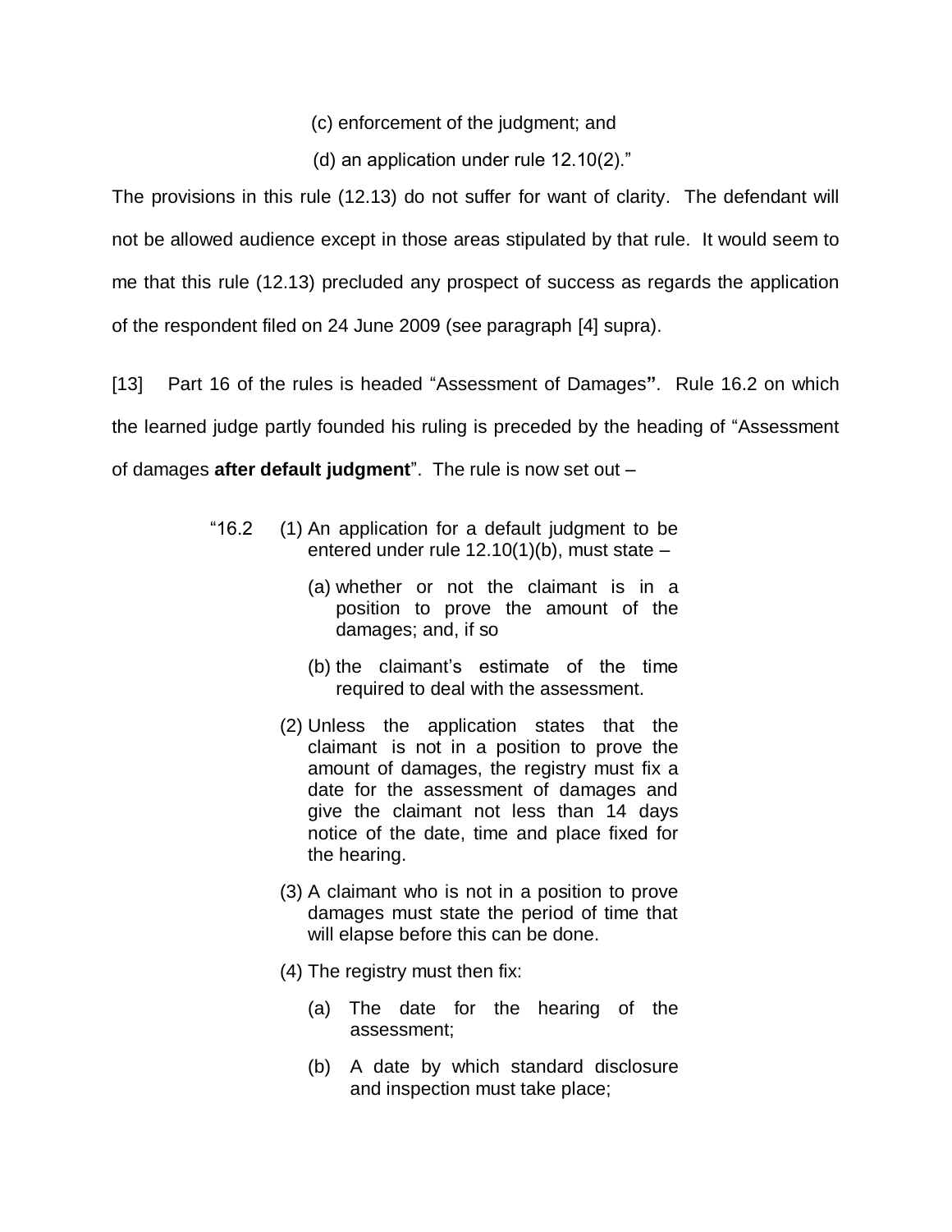(c) enforcement of the judgment; and

(d) an application under rule 12.10(2)."

The provisions in this rule (12.13) do not suffer for want of clarity. The defendant will not be allowed audience except in those areas stipulated by that rule. It would seem to me that this rule (12.13) precluded any prospect of success as regards the application of the respondent filed on 24 June 2009 (see paragraph [4] supra).

[13] Part 16 of the rules is headed "Assessment of Damages**"**. Rule 16.2 on which the learned judge partly founded his ruling is preceded by the heading of "Assessment of damages **after default judgment**". The rule is now set out –

"16.2 (1) An application for a default judgment to be entered under rule 12.10(1)(b), must state –

(a) whether or not the claimant is in a position to prove the amount of the damages; and, if so

(b) the claimant's estimate of the time required to deal with the assessment.

(2) Unless the application states that the claimant is not in a position to prove the amount of damages, the registry must fix a date for the assessment of damages and give the claimant not less than 14 days notice of the date, time and place fixed for the hearing.

(3) A claimant who is not in a position to prove damages must state the period of time that will elapse before this can be done.

(4) The registry must then fix:

(a) The date for the hearing of the assessment;

(b) A date by which standard disclosure and inspection must take place;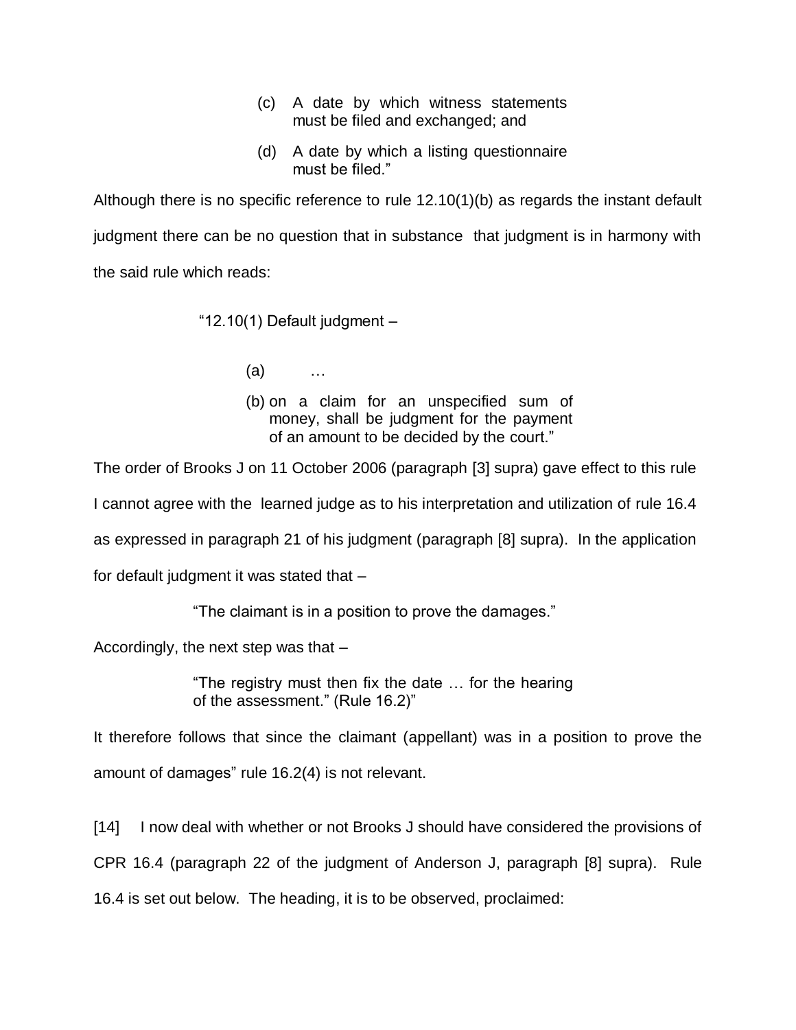> (c) A date by which witness statements must be filed and exchanged; and
>
> (d) A date by which a listing questionnaire must be filed."

Although there is no specific reference to rule 12.10(1)(b) as regards the instant default judgment there can be no question that in substance that judgment is in harmony with the said rule which reads:

> "12.10(1) Default judgment –
>
> (a) …
>
> (b) on a claim for an unspecified sum of money, shall be judgment for the payment of an amount to be decided by the court."

The order of Brooks J on 11 October 2006 (paragraph [3] supra) gave effect to this rule I cannot agree with the learned judge as to his interpretation and utilization of rule 16.4 as expressed in paragraph 21 of his judgment (paragraph [8] supra). In the application for default judgment it was stated that –

> "The claimant is in a position to prove the damages."

Accordingly, the next step was that –

> "The registry must then fix the date … for the hearing of the assessment." (Rule 16.2)"

It therefore follows that since the claimant (appellant) was in a position to prove the amount of damages" rule 16.2(4) is not relevant.

[14] I now deal with whether or not Brooks J should have considered the provisions of CPR 16.4 (paragraph 22 of the judgment of Anderson J, paragraph [8] supra). Rule 16.4 is set out below. The heading, it is to be observed, proclaimed: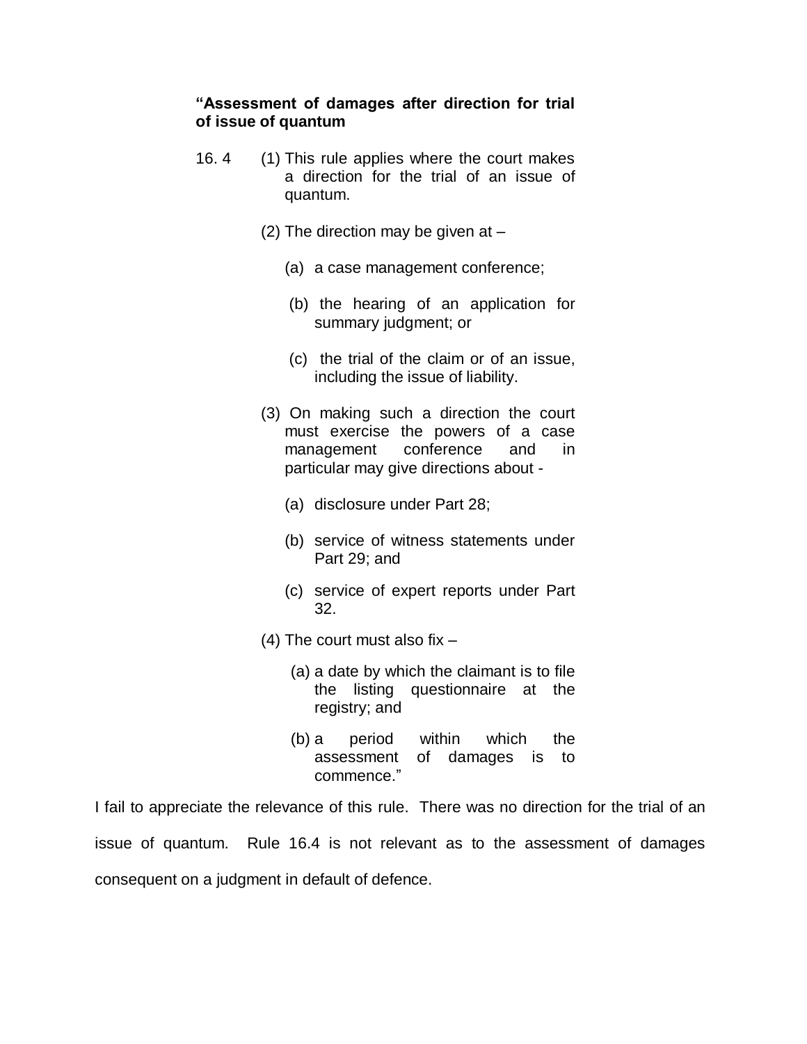**"Assessment of damages after direction for trial of issue of quantum**

16.4 (1) This rule applies where the court makes a direction for the trial of an issue of quantum.

(2) The direction may be given at –

(a) a case management conference;

(b) the hearing of an application for summary judgment; or

(c) the trial of the claim or of an issue, including the issue of liability.

(3) On making such a direction the court must exercise the powers of a case management conference and in particular may give directions about -

(a) disclosure under Part 28;

(b) service of witness statements under Part 29; and

(c) service of expert reports under Part 32.

(4) The court must also fix –

(a) a date by which the claimant is to file the listing questionnaire at the registry; and

(b) a period within which the assessment of damages is to commence."

I fail to appreciate the relevance of this rule. There was no direction for the trial of an issue of quantum. Rule 16.4 is not relevant as to the assessment of damages consequent on a judgment in default of defence.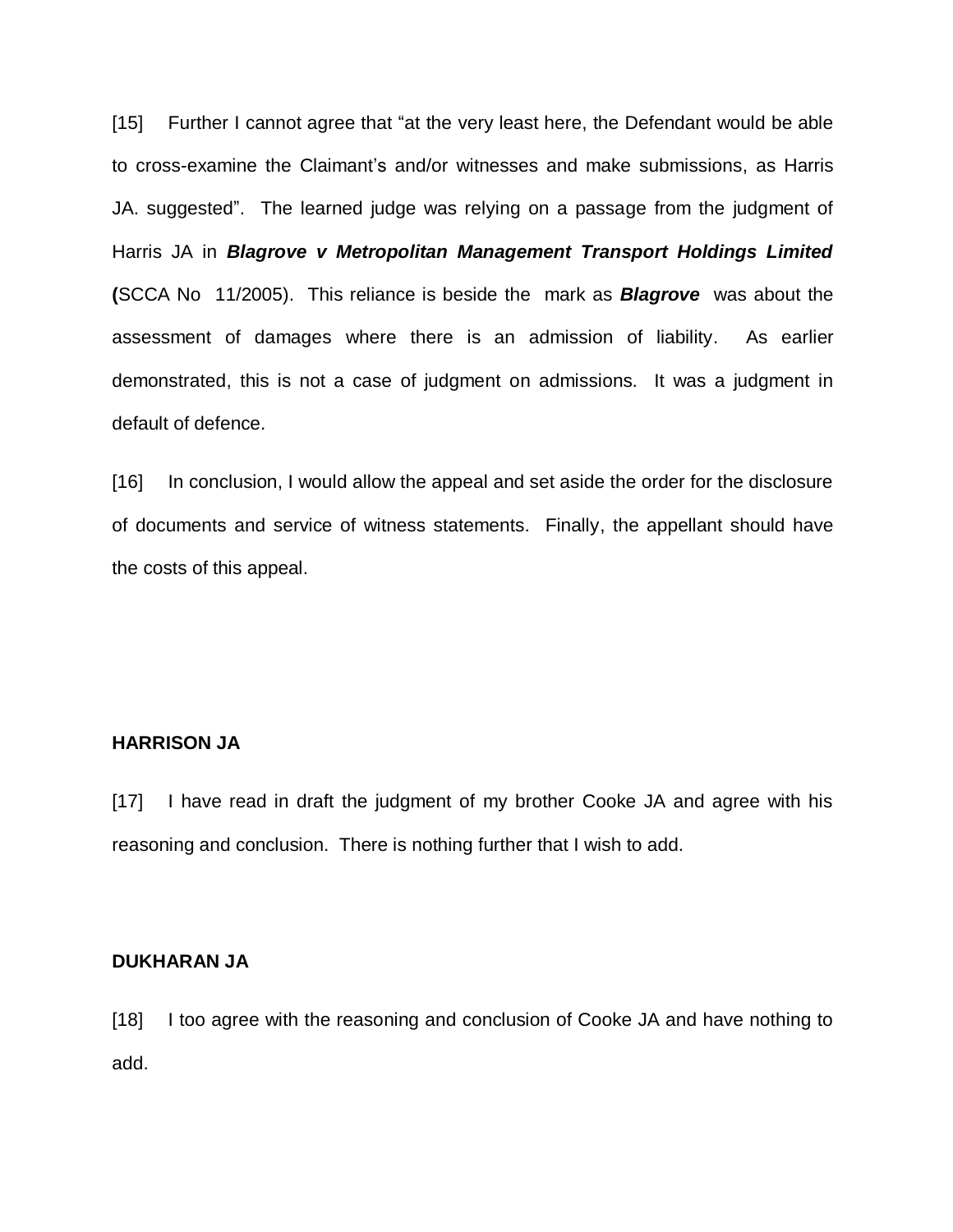[15] Further I cannot agree that "at the very least here, the Defendant would be able to cross-examine the Claimant's and/or witnesses and make submissions, as Harris JA. suggested". The learned judge was relying on a passage from the judgment of Harris JA in ***Blagrove v Metropolitan Management Transport Holdings Limited*** **(**SCCA No 11/2005). This reliance is beside the mark as ***Blagrove*** was about the assessment of damages where there is an admission of liability. As earlier demonstrated, this is not a case of judgment on admissions. It was a judgment in default of defence.

[16] In conclusion, I would allow the appeal and set aside the order for the disclosure of documents and service of witness statements. Finally, the appellant should have the costs of this appeal.

**HARRISON JA**

[17] I have read in draft the judgment of my brother Cooke JA and agree with his reasoning and conclusion. There is nothing further that I wish to add.

**DUKHARAN JA**

[18] I too agree with the reasoning and conclusion of Cooke JA and have nothing to add.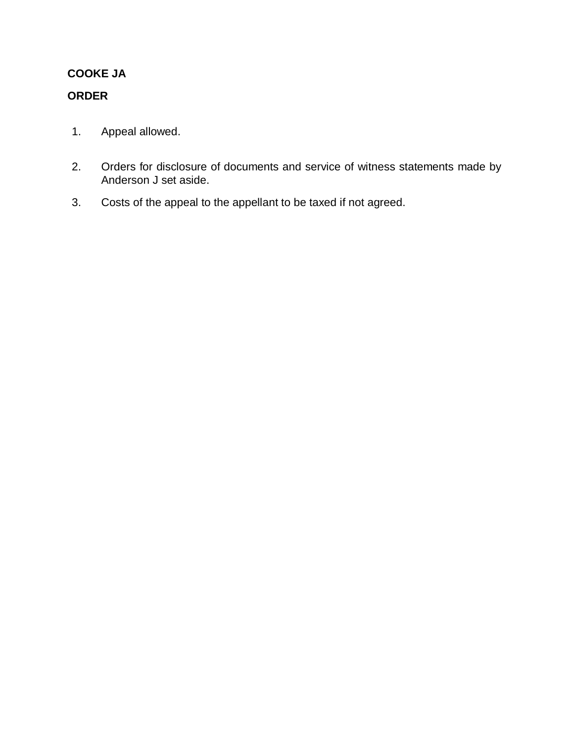**COOKE JA**

**ORDER**

1. Appeal allowed.

2. Orders for disclosure of documents and service of witness statements made by Anderson J set aside.

3. Costs of the appeal to the appellant to be taxed if not agreed.